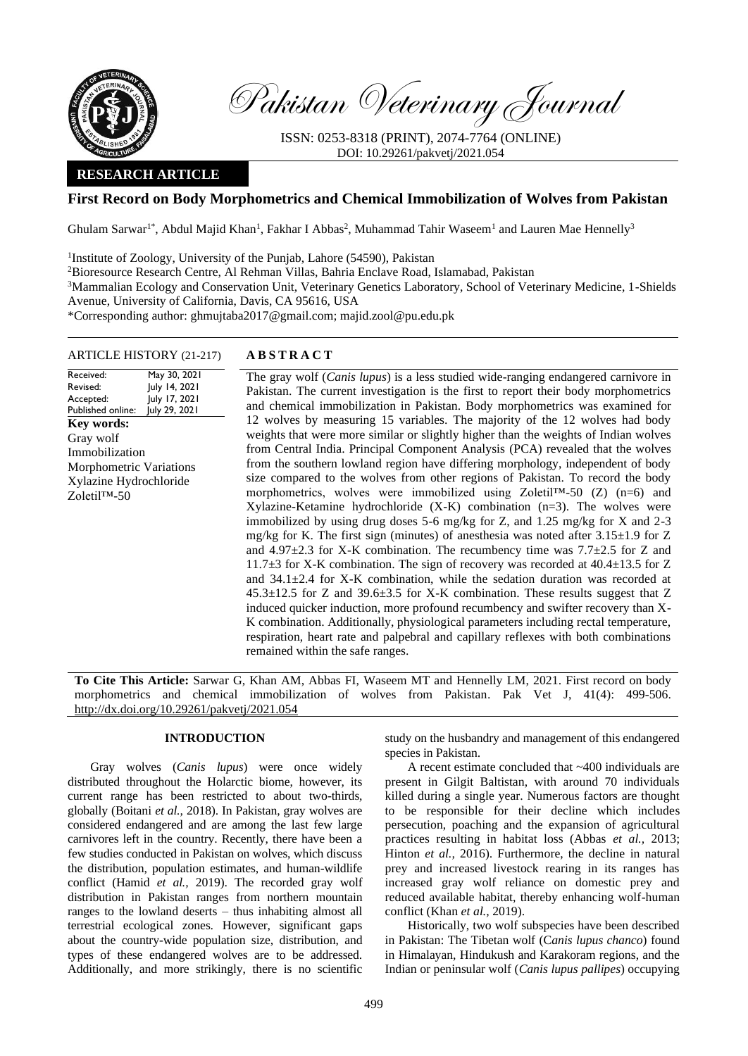*Pakistan Veterinary Journal*

ISSN: 0253-8318 (PRINT), 2074-7764 (ONLINE)
DOI: 10.29261/pakvetj/2021.054

**RESEARCH ARTICLE**

# First Record on Body Morphometrics and Chemical Immobilization of Wolves from Pakistan

Ghulam Sarwar[1*], Abdul Majid Khan[1], Fakhar I Abbas[2], Muhammad Tahir Waseem[1] and Lauren Mae Hennelly[3]

[1]Institute of Zoology, University of the Punjab, Lahore (54590), Pakistan
[2]Bioresource Research Centre, Al Rehman Villas, Bahria Enclave Road, Islamabad, Pakistan
[3]Mammalian Ecology and Conservation Unit, Veterinary Genetics Laboratory, School of Veterinary Medicine, 1-Shields Avenue, University of California, Davis, CA 95616, USA
*Corresponding author: ghmujtaba2017@gmail.com; majid.zool@pu.edu.pk

**ARTICLE HISTORY (21-217)**

| | |
|---|---|
| Received: | May 30, 2021 |
| Revised: | July 14, 2021 |
| Accepted: | July 17, 2021 |
| Published online: | July 29, 2021 |

**Key words:**
Gray wolf
Immobilization
Morphometric Variations
Xylazine Hydrochloride
Zoletil™-50

## ABSTRACT

The gray wolf (*Canis lupus*) is a less studied wide-ranging endangered carnivore in Pakistan. The current investigation is the first to report their body morphometrics and chemical immobilization in Pakistan. Body morphometrics was examined for 12 wolves by measuring 15 variables. The majority of the 12 wolves had body weights that were more similar or slightly higher than the weights of Indian wolves from Central India. Principal Component Analysis (PCA) revealed that the wolves from the southern lowland region have differing morphology, independent of body size compared to the wolves from other regions of Pakistan. To record the body morphometrics, wolves were immobilized using Zoletil™-50 (Z) (n=6) and Xylazine-Ketamine hydrochloride (X-K) combination (n=3). The wolves were immobilized by using drug doses 5-6 mg/kg for Z, and 1.25 mg/kg for X and 2-3 mg/kg for K. The first sign (minutes) of anesthesia was noted after 3.15±1.9 for Z and 4.97±2.3 for X-K combination. The recumbency time was 7.7±2.5 for Z and 11.7±3 for X-K combination. The sign of recovery was recorded at 40.4±13.5 for Z and 34.1±2.4 for X-K combination, while the sedation duration was recorded at 45.3±12.5 for Z and 39.6±3.5 for X-K combination. These results suggest that Z induced quicker induction, more profound recumbency and swifter recovery than X-K combination. Additionally, physiological parameters including rectal temperature, respiration, heart rate and palpebral and capillary reflexes with both combinations remained within the safe ranges.

**To Cite This Article:** Sarwar G, Khan AM, Abbas FI, Waseem MT and Hennelly LM, 2021. First record on body morphometrics and chemical immobilization of wolves from Pakistan. Pak Vet J, 41(4): 499-506. http://dx.doi.org/10.29261/pakvetj/2021.054

## INTRODUCTION

Gray wolves (*Canis lupus*) were once widely distributed throughout the Holarctic biome, however, its current range has been restricted to about two-thirds, globally (Boitani *et al.,* 2018). In Pakistan, gray wolves are considered endangered and are among the last few large carnivores left in the country. Recently, there have been a few studies conducted in Pakistan on wolves, which discuss the distribution, population estimates, and human-wildlife conflict (Hamid *et al.,* 2019). The recorded gray wolf distribution in Pakistan ranges from northern mountain ranges to the lowland deserts – thus inhabiting almost all terrestrial ecological zones. However, significant gaps about the country-wide population size, distribution, and types of these endangered wolves are to be addressed. Additionally, and more strikingly, there is no scientific study on the husbandry and management of this endangered species in Pakistan.

A recent estimate concluded that ~400 individuals are present in Gilgit Baltistan, with around 70 individuals killed during a single year. Numerous factors are thought to be responsible for their decline which includes persecution, poaching and the expansion of agricultural practices resulting in habitat loss (Abbas *et al.,* 2013; Hinton *et al.,* 2016). Furthermore, the decline in natural prey and increased livestock rearing in its ranges has increased gray wolf reliance on domestic prey and reduced available habitat, thereby enhancing wolf-human conflict (Khan *et al.,* 2019).

Historically, two wolf subspecies have been described in Pakistan: The Tibetan wolf (*Canis lupus chanco*) found in Himalayan, Hindukush and Karakoram regions, and the Indian or peninsular wolf (*Canis lupus pallipes*) occupying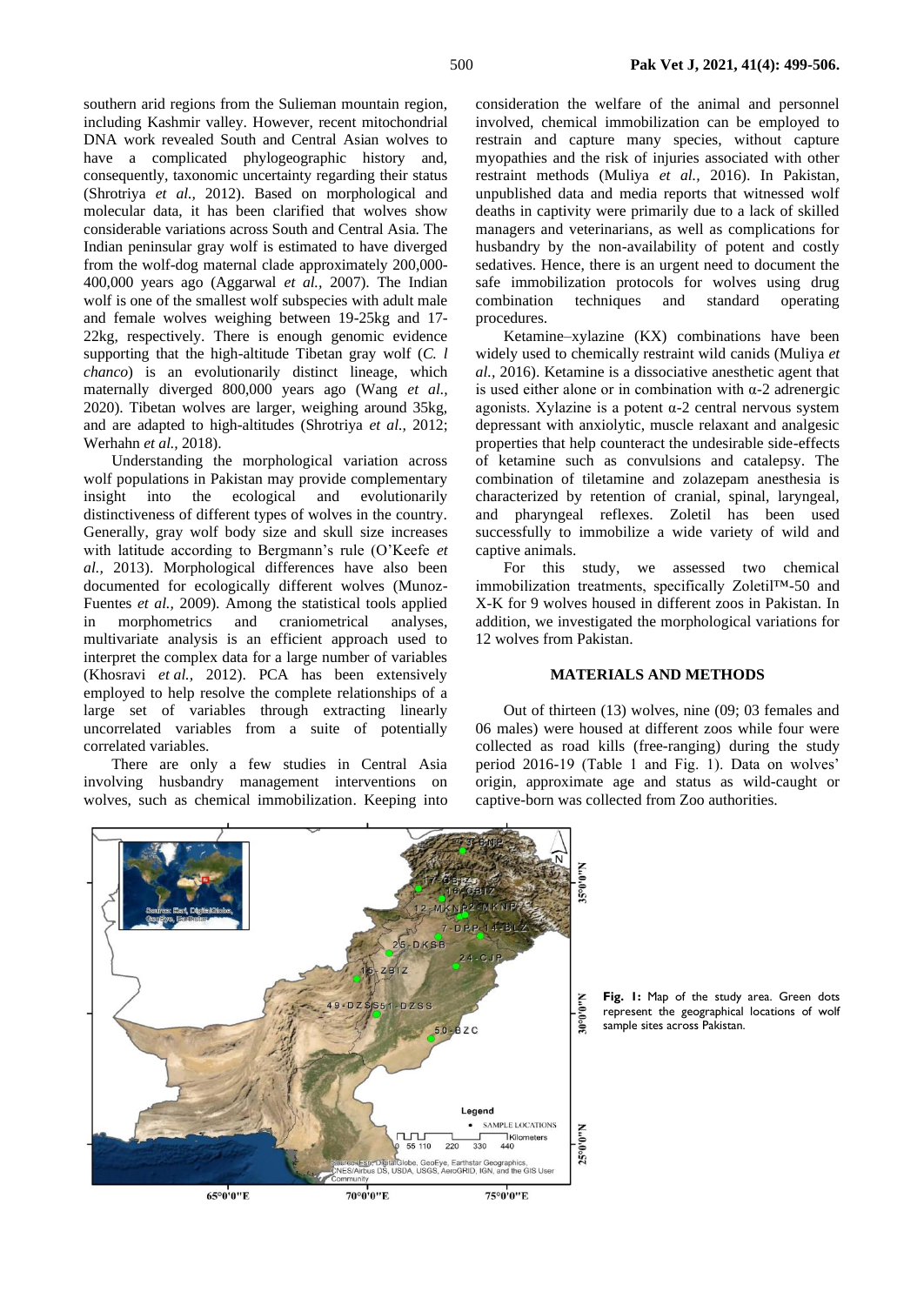southern arid regions from the Sulieman mountain region, including Kashmir valley. However, recent mitochondrial DNA work revealed South and Central Asian wolves to have a complicated phylogeographic history and, consequently, taxonomic uncertainty regarding their status (Shrotriya *et al.,* 2012). Based on morphological and molecular data, it has been clarified that wolves show considerable variations across South and Central Asia. The Indian peninsular gray wolf is estimated to have diverged from the wolf-dog maternal clade approximately 200,000-400,000 years ago (Aggarwal *et al.,* 2007). The Indian wolf is one of the smallest wolf subspecies with adult male and female wolves weighing between 19-25kg and 17-22kg, respectively. There is enough genomic evidence supporting that the high-altitude Tibetan gray wolf (*C. l chanco*) is an evolutionarily distinct lineage, which maternally diverged 800,000 years ago (Wang *et al.,* 2020). Tibetan wolves are larger, weighing around 35kg, and are adapted to high-altitudes (Shrotriya *et al.,* 2012; Werhahn *et al.,* 2018).

Understanding the morphological variation across wolf populations in Pakistan may provide complementary insight into the ecological and evolutionarily distinctiveness of different types of wolves in the country. Generally, gray wolf body size and skull size increases with latitude according to Bergmann's rule (O'Keefe *et al.,* 2013). Morphological differences have also been documented for ecologically different wolves (Munoz-Fuentes *et al.,* 2009). Among the statistical tools applied in morphometrics and craniometrical analyses, multivariate analysis is an efficient approach used to interpret the complex data for a large number of variables (Khosravi *et al.,* 2012). PCA has been extensively employed to help resolve the complete relationships of a large set of variables through extracting linearly uncorrelated variables from a suite of potentially correlated variables.

There are only a few studies in Central Asia involving husbandry management interventions on wolves, such as chemical immobilization. Keeping into consideration the welfare of the animal and personnel involved, chemical immobilization can be employed to restrain and capture many species, without capture myopathies and the risk of injuries associated with other restraint methods (Muliya *et al.,* 2016). In Pakistan, unpublished data and media reports that witnessed wolf deaths in captivity were primarily due to a lack of skilled managers and veterinarians, as well as complications for husbandry by the non-availability of potent and costly sedatives. Hence, there is an urgent need to document the safe immobilization protocols for wolves using drug combination techniques and standard operating procedures.

Ketamine–xylazine (KX) combinations have been widely used to chemically restraint wild canids (Muliya *et al.,* 2016). Ketamine is a dissociative anesthetic agent that is used either alone or in combination with α-2 adrenergic agonists. Xylazine is a potent α-2 central nervous system depressant with anxiolytic, muscle relaxant and analgesic properties that help counteract the undesirable side-effects of ketamine such as convulsions and catalepsy. The combination of tiletamine and zolazepam anesthesia is characterized by retention of cranial, spinal, laryngeal, and pharyngeal reflexes. Zoletil has been used successfully to immobilize a wide variety of wild and captive animals.

For this study, we assessed two chemical immobilization treatments, specifically Zoletil™-50 and X-K for 9 wolves housed in different zoos in Pakistan. In addition, we investigated the morphological variations for 12 wolves from Pakistan.

## MATERIALS AND METHODS

Out of thirteen (13) wolves, nine (09; 03 females and 06 males) were housed at different zoos while four were collected as road kills (free-ranging) during the study period 2016-19 (Table 1 and Fig. 1). Data on wolves' origin, approximate age and status as wild-caught or captive-born was collected from Zoo authorities.

**Fig. 1:** Map of the study area. Green dots represent the geographical locations of wolf sample sites across Pakistan.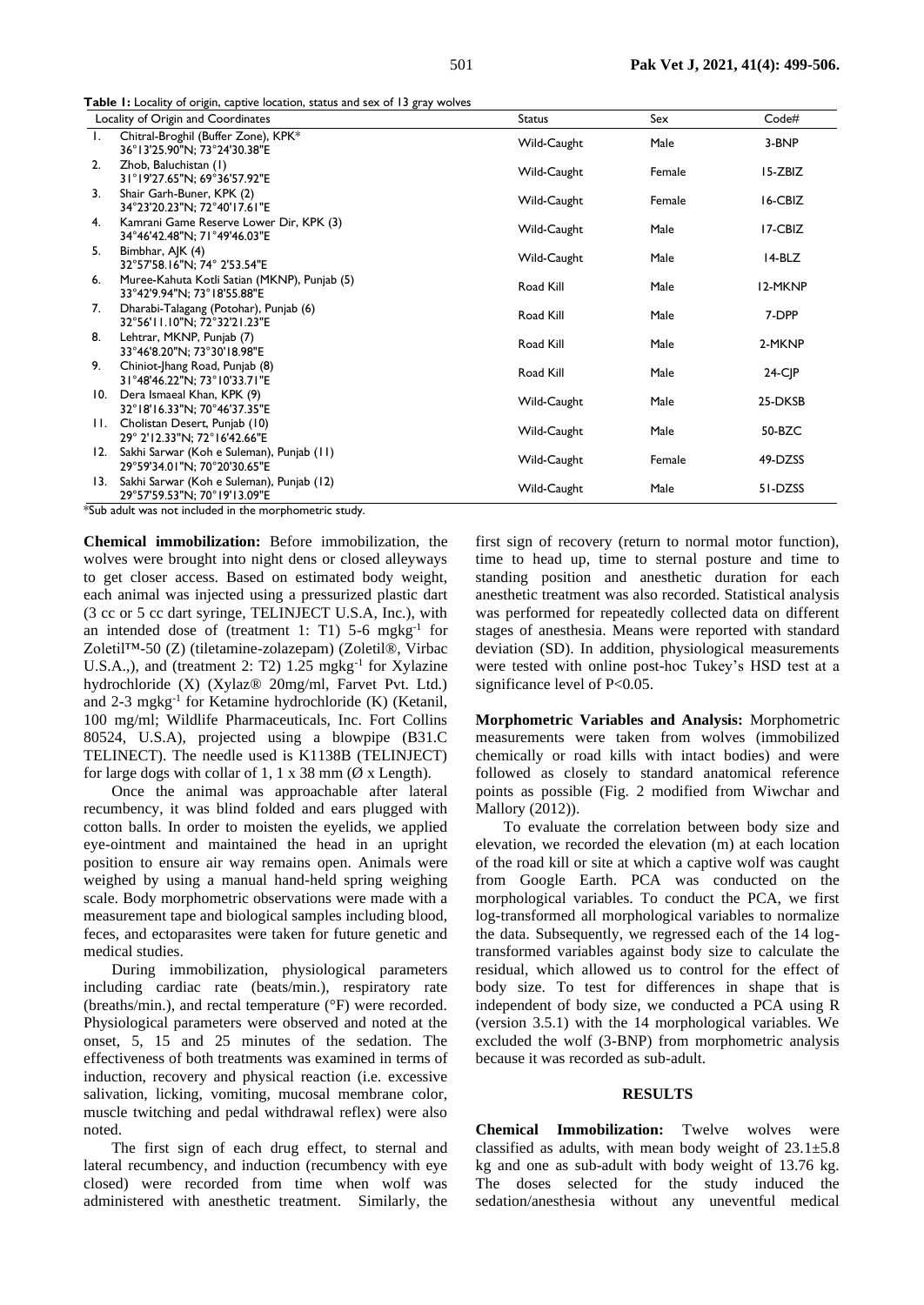**Table 1:** Locality of origin, captive location, status and sex of 13 gray wolves

| Locality of Origin and Coordinates | Status | Sex | Code# |
|---|---|---|---|
| 1. Chitral-Broghil (Buffer Zone), KPK* 36°13'25.90"N; 73°24'30.38"E | Wild-Caught | Male | 3-BNP |
| 2. Zhob, Baluchistan (1) 31°19'27.65"N; 69°36'57.92"E | Wild-Caught | Female | 15-ZBIZ |
| 3. Shair Garh-Buner, KPK (2) 34°23'20.23"N; 72°40'17.61"E | Wild-Caught | Female | 16-CBIZ |
| 4. Kamrani Game Reserve Lower Dir, KPK (3) 34°46'42.48"N; 71°49'46.03"E | Wild-Caught | Male | 17-CBIZ |
| 5. Bimbhar, AJK (4) 32°57'58.16"N; 74° 2'53.54"E | Wild-Caught | Male | 14-BLZ |
| 6. Muree-Kahuta Kotli Satian (MKNP), Punjab (5) 33°42'9.94"N; 73°18'55.88"E | Road Kill | Male | 12-MKNP |
| 7. Dharabi-Talagang (Potohar), Punjab (6) 32°56'11.10"N; 72°32'21.23"E | Road Kill | Male | 7-DPP |
| 8. Lehtrar, MKNP, Punjab (7) 33°46'8.20"N; 73°30'18.98"E | Road Kill | Male | 2-MKNP |
| 9. Chiniot-Jhang Road, Punjab (8) 31°48'46.22"N; 73°10'33.71"E | Road Kill | Male | 24-CJP |
| 10. Dera Ismaeal Khan, KPK (9) 32°18'16.33"N; 70°46'37.35"E | Wild-Caught | Male | 25-DKSB |
| 11. Cholistan Desert, Punjab (10) 29° 2'12.33"N; 72°16'42.66"E | Wild-Caught | Male | 50-BZC |
| 12. Sakhi Sarwar (Koh e Suleman), Punjab (11) 29°59'34.01"N; 70°20'30.65"E | Wild-Caught | Female | 49-DZSS |
| 13. Sakhi Sarwar (Koh e Suleman), Punjab (12) 29°57'59.53"N; 70°19'13.09"E | Wild-Caught | Male | 51-DZSS |

*Sub adult was not included in the morphometric study.

**Chemical immobilization:** Before immobilization, the wolves were brought into night dens or closed alleyways to get closer access. Based on estimated body weight, each animal was injected using a pressurized plastic dart (3 cc or 5 cc dart syringe, TELINJECT U.S.A, Inc.), with an intended dose of (treatment 1: T1) 5-6 mgkg$^{-1}$ for Zoletil™-50 (Z) (tiletamine-zolazepam) (Zoletil®, Virbac U.S.A.,), and (treatment 2: T2) 1.25 mgkg$^{-1}$ for Xylazine hydrochloride (X) (Xylaz® 20mg/ml, Farvet Pvt. Ltd.) and 2-3 mgkg$^{-1}$ for Ketamine hydrochloride (K) (Ketanil, 100 mg/ml; Wildlife Pharmaceuticals, Inc. Fort Collins 80524, U.S.A), projected using a blowpipe (B31.C TELINECT). The needle used is K1138B (TELINJECT) for large dogs with collar of 1, 1 x 38 mm (Ø x Length).

Once the animal was approachable after lateral recumbency, it was blind folded and ears plugged with cotton balls. In order to moisten the eyelids, we applied eye-ointment and maintained the head in an upright position to ensure air way remains open. Animals were weighed by using a manual hand-held spring weighing scale. Body morphometric observations were made with a measurement tape and biological samples including blood, feces, and ectoparasites were taken for future genetic and medical studies.

During immobilization, physiological parameters including cardiac rate (beats/min.), respiratory rate (breaths/min.), and rectal temperature (°F) were recorded. Physiological parameters were observed and noted at the onset, 5, 15 and 25 minutes of the sedation. The effectiveness of both treatments was examined in terms of induction, recovery and physical reaction (i.e. excessive salivation, licking, vomiting, mucosal membrane color, muscle twitching and pedal withdrawal reflex) were also noted.

The first sign of each drug effect, to sternal and lateral recumbency, and induction (recumbency with eye closed) were recorded from time when wolf was administered with anesthetic treatment. Similarly, the first sign of recovery (return to normal motor function), time to head up, time to sternal posture and time to standing position and anesthetic duration for each anesthetic treatment was also recorded. Statistical analysis was performed for repeatedly collected data on different stages of anesthesia. Means were reported with standard deviation (SD). In addition, physiological measurements were tested with online post-hoc Tukey's HSD test at a significance level of $P<0.05$.

**Morphometric Variables and Analysis:** Morphometric measurements were taken from wolves (immobilized chemically or road kills with intact bodies) and were followed as closely to standard anatomical reference points as possible (Fig. 2 modified from Wiwchar and Mallory (2012)).

To evaluate the correlation between body size and elevation, we recorded the elevation (m) at each location of the road kill or site at which a captive wolf was caught from Google Earth. PCA was conducted on the morphological variables. To conduct the PCA, we first log-transformed all morphological variables to normalize the data. Subsequently, we regressed each of the 14 log-transformed variables against body size to calculate the residual, which allowed us to control for the effect of body size. To test for differences in shape that is independent of body size, we conducted a PCA using R (version 3.5.1) with the 14 morphological variables. We excluded the wolf (3-BNP) from morphometric analysis because it was recorded as sub-adult.

## RESULTS

**Chemical Immobilization:** Twelve wolves were classified as adults, with mean body weight of 23.1±5.8 kg and one as sub-adult with body weight of 13.76 kg. The doses selected for the study induced the sedation/anesthesia without any uneventful medical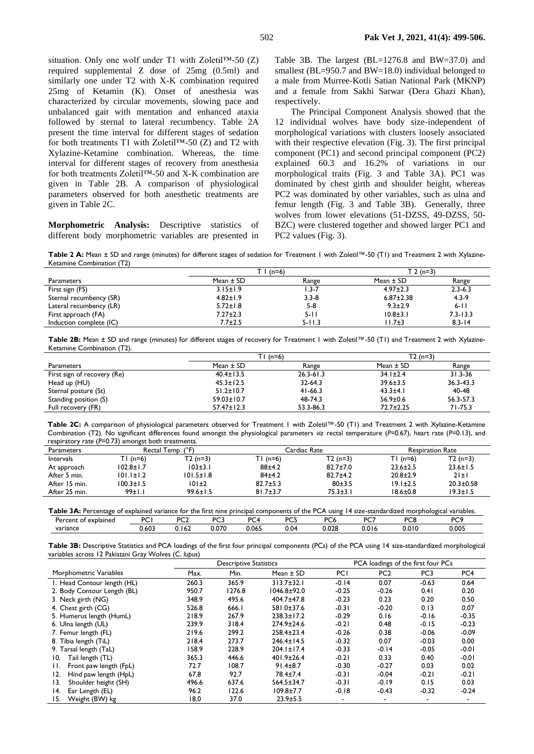situation. Only one wolf under T1 with Zoletil™-50 (Z) required supplemental Z dose of 25mg (0.5ml) and similarly one under T2 with X-K combination required 25mg of Ketamin (K). Onset of anesthesia was characterized by circular movements, slowing pace and unbalanced gait with mentation and enhanced ataxia followed by sternal to lateral recumbency. Table 2A present the time interval for different stages of sedation for both treatments T1 with Zoletil™-50 (Z) and T2 with Xylazine-Ketamine combination. Whereas, the time interval for different stages of recovery from anesthesia for both treatments Zoletil™-50 and X-K combination are given in Table 2B. A comparison of physiological parameters observed for both anesthetic treatments are given in Table 2C.

**Morphometric Analysis:** Descriptive statistics of different body morphometric variables are presented in Table 3B. The largest (BL=1276.8 and BW=37.0) and smallest (BL=950.7 and BW=18.0) individual belonged to a male from Murree-Kotli Satian National Park (MKNP) and a female from Sakhi Sarwar (Dera Ghazi Khan), respectively.

The Principal Component Analysis showed that the 12 individual wolves have body size-independent of morphological variations with clusters loosely associated with their respective elevation (Fig. 3). The first principal component (PC1) and second principal component (PC2) explained 60.3 and 16.2% of variations in our morphological traits (Fig. 3 and Table 3A). PC1 was dominated by chest girth and shoulder height, whereas PC2 was dominated by other variables, such as ulna and femur length (Fig. 3 and Table 3B). Generally, three wolves from lower elevations (51-DZSS, 49-DZSS, 50-BZC) were clustered together and showed larger PC1 and PC2 values (Fig. 3).

**Table 2 A:** Mean ± SD and range (minutes) for different stages of sedation for Treatment 1 with Zoletil™-50 (T1) and Treatment 2 with Xylazine-Ketamine Combination (T2)

| | T 1 (n=6) | | T 2 (n=3) | |
|---|---|---|---|---|
| Parameters | Mean ± SD | Range | Mean ± SD | Range |
| First sign (FS) | 3.15±1.9 | 1.3-7 | 4.97±2.3 | 2.3-6.3 |
| Sternal recumbency (SR) | 4.82±1.9 | 3.3-8 | 6.87±2.38 | 4.3-9 |
| Lateral recumbency (LR) | 5.72±1.8 | 5-8 | 9.3±2.9 | 6-11 |
| First approach (FA) | 7.27±2.3 | 5-11 | 10.8±3.1 | 7.3-13.3 |
| Induction complete (IC) | 7.7±2.5 | 5-11.3 | 11.7±3 | 8.3-14 |

**Table 2B:** Mean ± SD and range (minutes) for different stages of recovery for Treatment 1 with Zoletil™-50 (T1) and Treatment 2 with Xylazine-Ketamine Combination (T2).

| | T1 (n=6) | | T2 (n=3) | |
|---|---|---|---|---|
| Parameters | Mean ± SD | Range | Mean ± SD | Range |
| First sign of recovery (Re) | 40.4±13.5 | 26.3-61.3 | 34.1±2.4 | 31.3-36 |
| Head up (HU) | 45.3±12.5 | 32-64.3 | 39.6±3.5 | 36.3-43.3 |
| Sternal posture (St) | 51.2±10.7 | 41-66.3 | 43.3±4.1 | 40-48 |
| Standing position (S) | 59.03±10.7 | 48-74.3 | 56.9±0.6 | 56.3-57.3 |
| Full recovery (FR) | 57.47±12.3 | 53.3-86.3 | 72.7±2.25 | 71-75.3 |

**Table 2C:** A comparison of physiological parameters observed for Treatment 1 with Zoletil™-50 (T1) and Treatment 2 with Xylazine-Ketamine Combination (T2). No significant differences found amongst the physiological parameters *viz* rectal temperature ($P$=0.67), heart rate ($P$=0.13), and respiratory rate ($P$=0.73) amongst both treatments.

| Parameters | Rectal Temp. (°F) | | Cardiac Rate | | Respiration Rate | |
|---|---|---|---|---|---|---|
| Intervals | T1 (n=6) | T2 (n=3) | T1 (n=6) | T2 (n=3) | T1 (n=6) | T2 (n=3) |
| At approach | 102.8±1.7 | 103±3.1 | 88±4.2 | 82.7±7.0 | 23.6±2.5 | 23.6±1.5 |
| After 5 min. | 101.1±1.2 | 101.5±1.8 | 84±4.2 | 82.7±4.2 | 20.8±2.9 | 21±1 |
| After 15 min. | 100.3±1.5 | 101±2 | 82.7±5.3 | 80±3.5 | 19.1±2.5 | 20.3±0.58 |
| After 25 min. | 99±1.1 | 99.6±1.5 | 81.7±3.7 | 75.3±3.1 | 18.6±0.8 | 19.3±1.5 |

**Table 3A:** Percentage of explained variance for the first nine principal components of the PCA using 14 size-standardized morphological variables.

| Percent of explained variance | PC1 | PC2 | PC3 | PC4 | PC5 | PC6 | PC7 | PC8 | PC9 |
|---|---|---|---|---|---|---|---|---|---|
| | 0.603 | 0.162 | 0.070 | 0.065 | 0.04 | 0.028 | 0.016 | 0.010 | 0.005 |

**Table 3B:** Descriptive Statistics and PCA loadings of the first four principal components (PCs) of the PCA using 14 size-standardized morphological variables across 12 Pakistani Gray Wolves (*C. lupus*)

| | Descriptive Statistics | | | PCA loadings of the first four PCs | | | |
|---|---|---|---|---|---|---|---|
| Morphometric Variables | Max. | Min. | Mean ± SD | PC1 | PC2 | PC3 | PC4 |
| 1. Head Contour length (HL) | 260.3 | 365.9 | 313.7±32.1 | -0.14 | 0.07 | -0.63 | 0.64 |
| 2. Body Contour Length (BL) | 950.7 | 1276.8 | 1046.8±92.0 | -0.25 | -0.26 | 0.41 | 0.20 |
| 3. Neck girth (NG) | 348.9 | 495.6 | 404.7±47.8 | -0.23 | 0.23 | 0.20 | 0.50 |
| 4. Chest girth (CG) | 526.8 | 666.1 | 581.0±37.6 | -0.31 | -0.20 | 0.13 | 0.07 |
| 5. Humerus length (HumL) | 218.9 | 267.9 | 238.3±17.2 | -0.29 | 0.16 | -0.16 | -0.35 |
| 6. Ulna length (UL) | 239.9 | 318.4 | 274.9±24.6 | -0.21 | 0.48 | -0.15 | -0.23 |
| 7. Femur length (FL) | 219.6 | 299.2 | 258.4±23.4 | -0.26 | 0.38 | -0.06 | -0.09 |
| 8. Tibia length (TiL) | 218.4 | 273.7 | 246.4±14.5 | -0.32 | 0.07 | -0.03 | 0.00 |
| 9. Tarsal length (TaL) | 158.9 | 228.9 | 204.1±17.4 | -0.33 | -0.14 | -0.05 | -0.01 |
| 10. Tail length (TL) | 365.3 | 446.6 | 401.9±26.4 | -0.21 | 0.33 | 0.40 | -0.01 |
| 11. Front paw length (FpL) | 72.7 | 108.7 | 91.4±8.7 | -0.30 | -0.27 | 0.03 | 0.02 |
| 12. Hind paw length (HpL) | 67.8 | 92.7 | 78.4±7.4 | -0.31 | -0.04 | -0.21 | -0.21 |
| 13. Shoulder height (SH) | 496.6 | 637.6 | 564.5±34.7 | -0.31 | -0.19 | 0.15 | 0.03 |
| 14. Ear Length (EL) | 96.2 | 122.6 | 109.8±7.7 | -0.18 | -0.43 | -0.32 | -0.24 |
| 15. Weight (BW) kg | 18.0 | 37.0 | 23.9±5.5 | - | - | - | - |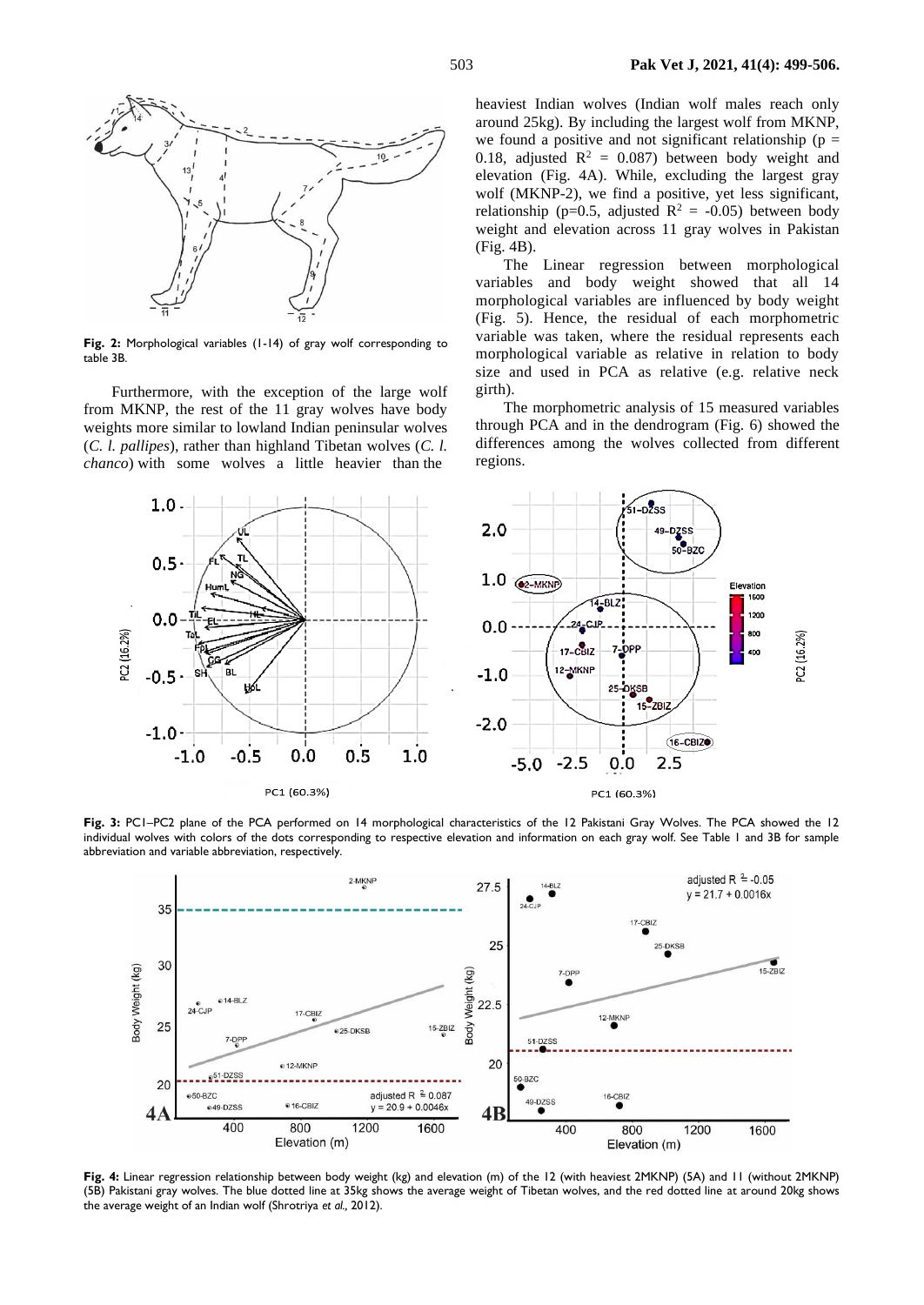Fig. 2: Morphological variables (1-14) of gray wolf corresponding to table 3B.

Furthermore, with the exception of the large wolf from MKNP, the rest of the 11 gray wolves have body weights more similar to lowland Indian peninsular wolves (*C. l. pallipes*), rather than highland Tibetan wolves (*C. l. chanco*) with some wolves a little heavier than the heaviest Indian wolves (Indian wolf males reach only around 25kg). By including the largest wolf from MKNP, we found a positive and not significant relationship (p = 0.18, adjusted $R^2$ = 0.087) between body weight and elevation (Fig. 4A). While, excluding the largest gray wolf (MKNP-2), we find a positive, yet less significant, relationship (p=0.5, adjusted $R^2$ = -0.05) between body weight and elevation across 11 gray wolves in Pakistan (Fig. 4B).

The Linear regression between morphological variables and body weight showed that all 14 morphological variables are influenced by body weight (Fig. 5). Hence, the residual of each morphometric variable was taken, where the residual represents each morphological variable as relative in relation to body size and used in PCA as relative (e.g. relative neck girth).

The morphometric analysis of 15 measured variables through PCA and in the dendrogram (Fig. 6) showed the differences among the wolves collected from different regions.

Fig. 3: PC1–PC2 plane of the PCA performed on 14 morphological characteristics of the 12 Pakistani Gray Wolves. The PCA showed the 12 individual wolves with colors of the dots corresponding to respective elevation and information on each gray wolf. See Table 1 and 3B for sample abbreviation and variable abbreviation, respectively.

Fig. 4: Linear regression relationship between body weight (kg) and elevation (m) of the 12 (with heaviest 2MKNP) (5A) and 11 (without 2MKNP) (5B) Pakistani gray wolves. The blue dotted line at 35kg shows the average weight of Tibetan wolves, and the red dotted line at around 20kg shows the average weight of an Indian wolf (Shrotriya *et al.,* 2012).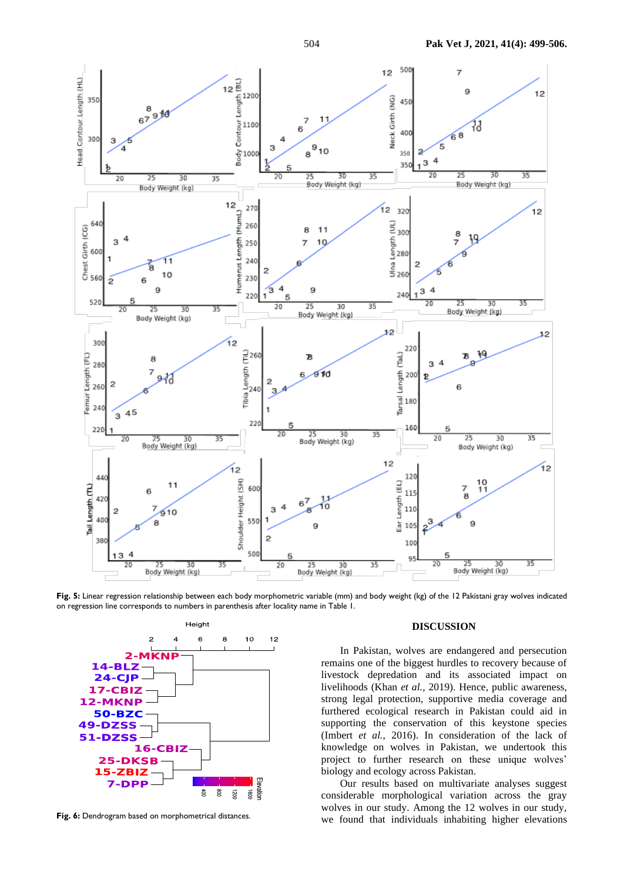**Fig. 5:** Linear regression relationship between each body morphometric variable (mm) and body weight (kg) of the 12 Pakistani gray wolves indicated on regression line corresponds to numbers in parenthesis after locality name in Table 1.

**Fig. 6:** Dendrogram based on morphometrical distances.

## DISCUSSION

In Pakistan, wolves are endangered and persecution remains one of the biggest hurdles to recovery because of livestock depredation and its associated impact on livelihoods (Khan *et al.,* 2019). Hence, public awareness, strong legal protection, supportive media coverage and furthered ecological research in Pakistan could aid in supporting the conservation of this keystone species (Imbert *et al.,* 2016). In consideration of the lack of knowledge on wolves in Pakistan, we undertook this project to further research on these unique wolves' biology and ecology across Pakistan.

Our results based on multivariate analyses suggest considerable morphological variation across the gray wolves in our study. Among the 12 wolves in our study, we found that individuals inhabiting higher elevations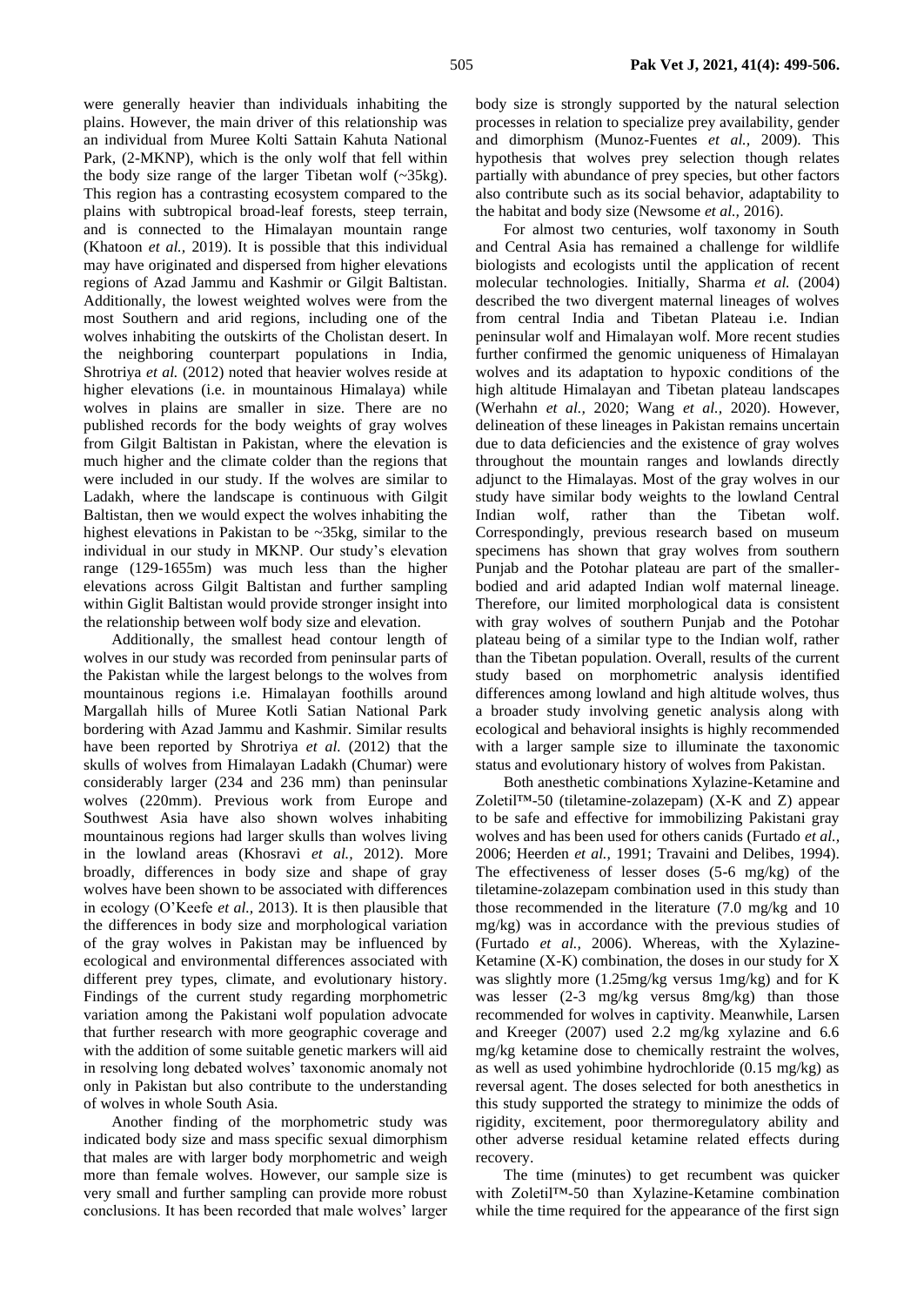were generally heavier than individuals inhabiting the plains. However, the main driver of this relationship was an individual from Muree Kolti Sattain Kahuta National Park, (2-MKNP), which is the only wolf that fell within the body size range of the larger Tibetan wolf (~35kg). This region has a contrasting ecosystem compared to the plains with subtropical broad-leaf forests, steep terrain, and is connected to the Himalayan mountain range (Khatoon *et al.,* 2019). It is possible that this individual may have originated and dispersed from higher elevations regions of Azad Jammu and Kashmir or Gilgit Baltistan. Additionally, the lowest weighted wolves were from the most Southern and arid regions, including one of the wolves inhabiting the outskirts of the Cholistan desert. In the neighboring counterpart populations in India, Shrotriya *et al.* (2012) noted that heavier wolves reside at higher elevations (i.e. in mountainous Himalaya) while wolves in plains are smaller in size. There are no published records for the body weights of gray wolves from Gilgit Baltistan in Pakistan, where the elevation is much higher and the climate colder than the regions that were included in our study. If the wolves are similar to Ladakh, where the landscape is continuous with Gilgit Baltistan, then we would expect the wolves inhabiting the highest elevations in Pakistan to be ~35kg, similar to the individual in our study in MKNP. Our study's elevation range (129-1655m) was much less than the higher elevations across Gilgit Baltistan and further sampling within Giglit Baltistan would provide stronger insight into the relationship between wolf body size and elevation.

Additionally, the smallest head contour length of wolves in our study was recorded from peninsular parts of the Pakistan while the largest belongs to the wolves from mountainous regions i.e. Himalayan foothills around Margallah hills of Muree Kotli Sattian National Park bordering with Azad Jammu and Kashmir. Similar results have been reported by Shrotriya *et al.* (2012) that the skulls of wolves from Himalayan Ladakh (Chumar) were considerably larger (234 and 236 mm) than peninsular wolves (220mm). Previous work from Europe and Southwest Asia have also shown wolves inhabiting mountainous regions had larger skulls than wolves living in the lowland areas (Khosravi *et al.,* 2012). More broadly, differences in body size and shape of gray wolves have been shown to be associated with differences in ecology (O'Keefe *et al.,* 2013). It is then plausible that the differences in body size and morphological variation of the gray wolves in Pakistan may be influenced by ecological and environmental differences associated with different prey types, climate, and evolutionary history. Findings of the current study regarding morphometric variation among the Pakistani wolf population advocate that further research with more geographic coverage and with the addition of some suitable genetic markers will aid in resolving long debated wolves' taxonomic anomaly not only in Pakistan but also contribute to the understanding of wolves in whole South Asia.

Another finding of the morphometric study was indicated body size and mass specific sexual dimorphism that males are with larger body morphometric and weigh more than female wolves. However, our sample size is very small and further sampling can provide more robust conclusions. It has been recorded that male wolves' larger body size is strongly supported by the natural selection processes in relation to specialize prey availability, gender and dimorphism (Munoz-Fuentes *et al.,* 2009). This hypothesis that wolves prey selection though relates partially with abundance of prey species, but other factors also contribute such as its social behavior, adaptability to the habitat and body size (Newsome *et al.,* 2016).

For almost two centuries, wolf taxonomy in South and Central Asia has remained a challenge for wildlife biologists and ecologists until the application of recent molecular technologies. Initially, Sharma *et al.* (2004) described the two divergent maternal lineages of wolves from central India and Tibetan Plateau i.e. Indian peninsular wolf and Himalayan wolf. More recent studies further confirmed the genomic uniqueness of Himalayan wolves and its adaptation to hypoxic conditions of the high altitude Himalayan and Tibetan plateau landscapes (Werhahn *et al.,* 2020; Wang *et al.,* 2020). However, delineation of these lineages in Pakistan remains uncertain due to data deficiencies and the existence of gray wolves throughout the mountain ranges and lowlands directly adjunct to the Himalayas. Most of the gray wolves in our study have similar body weights to the lowland Central Indian wolf, rather than the Tibetan wolf. Correspondingly, previous research based on museum specimens has shown that gray wolves from southern Punjab and the Potohar plateau are part of the smaller-bodied and arid adapted Indian wolf maternal lineage. Therefore, our limited morphological data is consistent with gray wolves of southern Punjab and the Potohar plateau being of a similar type to the Indian wolf, rather than the Tibetan population. Overall, results of the current study based on morphometric analysis identified differences among lowland and high altitude wolves, thus a broader study involving genetic analysis along with ecological and behavioral insights is highly recommended with a larger sample size to illuminate the taxonomic status and evolutionary history of wolves from Pakistan.

Both anesthetic combinations Xylazine-Ketamine and Zoletil™-50 (tiletamine-zolazepam) (X-K and Z) appear to be safe and effective for immobilizing Pakistani gray wolves and has been used for others canids (Furtado *et al.,* 2006; Heerden *et al.,* 1991; Travaini and Delibes, 1994). The effectiveness of lesser doses (5-6 mg/kg) of the tiletamine-zolazepam combination used in this study than those recommended in the literature (7.0 mg/kg and 10 mg/kg) was in accordance with the previous studies of (Furtado *et al.,* 2006). Whereas, with the Xylazine-Ketamine (X-K) combination, the doses in our study for X was slightly more (1.25mg/kg versus 1mg/kg) and for K was lesser (2-3 mg/kg versus 8mg/kg) than those recommended for wolves in captivity. Meanwhile, Larsen and Kreeger (2007) used 2.2 mg/kg xylazine and 6.6 mg/kg ketamine dose to chemically restraint the wolves, as well as used yohimbine hydrochloride (0.15 mg/kg) as reversal agent. The doses selected for both anesthetics in this study supported the strategy to minimize the odds of rigidity, excitement, poor thermoregulatory ability and other adverse residual ketamine related effects during recovery.

The time (minutes) to get recumbent was quicker with Zoletil™-50 than Xylazine-Ketamine combination while the time required for the appearance of the first sign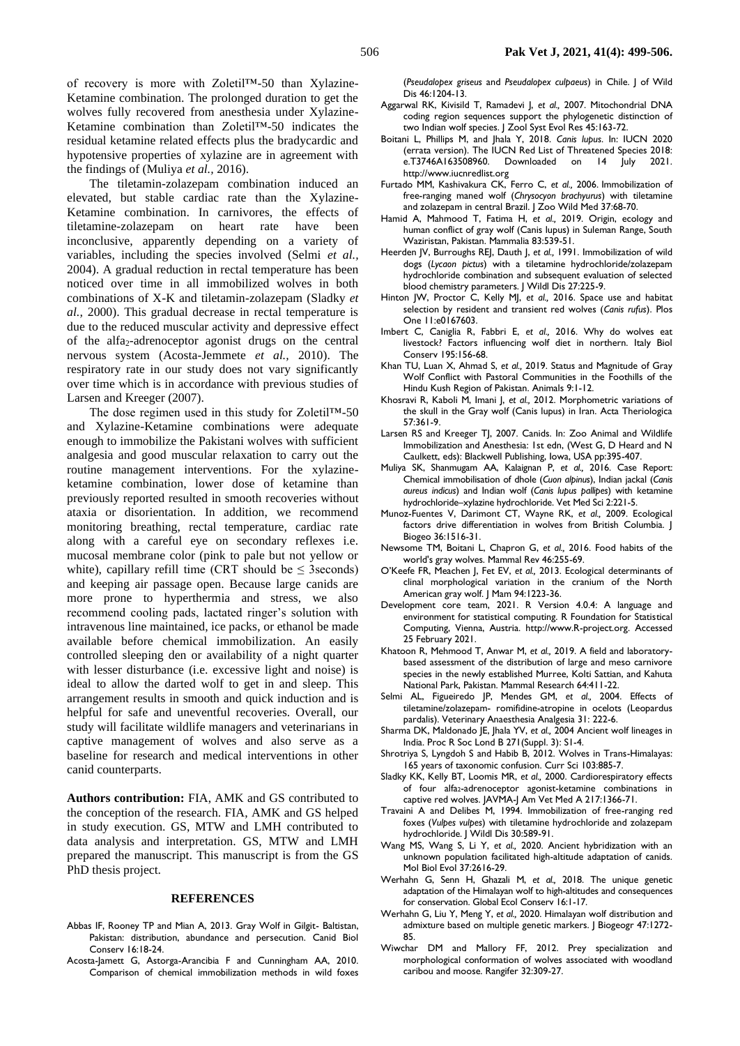of recovery is more with Zoletil™-50 than Xylazine-Ketamine combination. The prolonged duration to get the wolves fully recovered from anesthesia under Xylazine-Ketamine combination than Zoletil™-50 indicates the residual ketamine related effects plus the bradycardic and hypotensive properties of xylazine are in agreement with the findings of (Muliya *et al.,* 2016).

The tiletamin-zolazepam combination induced an elevated, but stable cardiac rate than the Xylazine-Ketamine combination. In carnivores, the effects of tiletamine-zolazepam on heart rate have been inconclusive, apparently depending on a variety of variables, including the species involved (Selmi *et al.,* 2004). A gradual reduction in rectal temperature has been noticed over time in all immobilized wolves in both combinations of X-K and tiletamin-zolazepam (Sladky *et al.,* 2000). This gradual decrease in rectal temperature is due to the reduced muscular activity and depressive effect of the alfa$_2$-adrenoceptor agonist drugs on the central nervous system (Acosta-Jemmete *et al.,* 2010). The respiratory rate in our study does not vary significantly over time which is in accordance with previous studies of Larsen and Kreeger (2007).

The dose regimen used in this study for Zoletil™-50 and Xylazine-Ketamine combinations were adequate enough to immobilize the Pakistani wolves with sufficient analgesia and good muscular relaxation to carry out the routine management interventions. For the xylazine-ketamine combination, lower dose of ketamine than previously reported resulted in smooth recoveries without ataxia or disorientation. In addition, we recommend monitoring breathing, rectal temperature, cardiac rate along with a careful eye on secondary reflexes i.e. mucosal membrane color (pink to pale but not yellow or white), capillary refill time (CRT should be ≤ 3seconds) and keeping air passage open. Because large canids are more prone to hyperthermia and stress, we also recommend cooling pads, lactated ringer's solution with intravenous line maintained, ice packs, or ethanol be made available before chemical immobilization. An easily controlled sleeping den or availability of a night quarter with lesser disturbance (i.e. excessive light and noise) is ideal to allow the darted wolf to get in and sleep. This arrangement results in smooth and quick induction and is helpful for safe and uneventful recoveries. Overall, our study will facilitate wildlife managers and veterinarians in captive management of wolves and also serve as a baseline for research and medical interventions in other canid counterparts.

**Authors contribution:** FIA, AMK and GS contributed to the conception of the research. FIA, AMK and GS helped in study execution. GS, MTW and LMH contributed to data analysis and interpretation. GS, MTW and LMH prepared the manuscript. This manuscript is from the GS PhD thesis project.

## REFERENCES

Abbas IF, Rooney TP and Mian A, 2013. Gray Wolf in Gilgit- Baltistan, Pakistan: distribution, abundance and persecution. Canid Biol Conserv 16:18-24.

Acosta-Jamett G, Astorga-Arancibia F and Cunningham AA, 2010. Comparison of chemical immobilization methods in wild foxes (*Pseudalopex griseus* and *Pseudalopex culpaeus*) in Chile. J of Wild Dis 46:1204-13.

Aggarwal RK, Kivisild T, Ramadevi J, *et al.,* 2007. Mitochondrial DNA coding region sequences support the phylogenetic distinction of two Indian wolf species. J Zool Syst Evol Res 45:163-72.

Boitani L, Phillips M, and Jhala Y, 2018. *Canis lupus*. In: IUCN 2020 (errata version). The IUCN Red List of Threatened Species 2018: e.T3746A163508960. Downloaded on 14 July 2021. http://www.iucnredlist.org

Furtado MM, Kashivakura CK, Ferro C, *et al.,* 2006. Immobilization of free-ranging maned wolf (*Chrysocyon brachyurus*) with tiletamine and zolazepam in central Brazil. J Zoo Wild Med 37:68-70.

Hamid A, Mahmood T, Fatima H, *et al.,* 2019. Origin, ecology and human conflict of gray wolf (Canis lupus) in Suleman Range, South Waziristan, Pakistan. Mammalia 83:539-51.

Heerden JV, Burroughs REJ, Dauth J, *et al.,* 1991. Immobilization of wild dogs (*Lycaon pictus*) with a tiletamine hydrochloride/zolazepam hydrochloride combination and subsequent evaluation of selected blood chemistry parameters. J Wildl Dis 27:225-9.

Hinton JW, Proctor C, Kelly MJ, *et al.,* 2016. Space use and habitat selection by resident and transient red wolves (*Canis rufus*). Plos One 11:e0167603.

Imbert C, Caniglia R, Fabbri E, *et al.,* 2016. Why do wolves eat livestock? Factors influencing wolf diet in northern. Italy Biol Conserv 195:156-68.

Khan TU, Luan X, Ahmad S, *et al.,* 2019. Status and Magnitude of Gray Wolf Conflict with Pastoral Communities in the Foothills of the Hindu Kush Region of Pakistan. Animals 9:1-12.

Khosravi R, Kaboli M, Imani J, *et al.,* 2012. Morphometric variations of the skull in the Gray wolf (Canis lupus) in Iran. Acta Theriologica 57:361-9.

Larsen RS and Kreeger TJ, 2007. Canids. In: Zoo Animal and Wildlife Immobilization and Anesthesia: 1st edn, (West G, D Heard and N Caulkett, eds): Blackwell Publishing, Iowa, USA pp:395-407.

Muliya SK, Shanmugam AA, Kalaignan P, *et al.,* 2016. Case Report: Chemical immobilisation of dhole (*Cuon alpinus*), Indian jackal (*Canis aureus indicus*) and Indian wolf (*Canis lupus pallipes*) with ketamine hydrochloride–xylazine hydrochloride. Vet Med Sci 2:221-5.

Munoz-Fuentes V, Darimont CT, Wayne RK, *et al.,* 2009. Ecological factors drive differentiation in wolves from British Columbia. J Biogeo 36:1516-31.

Newsome TM, Boitani L, Chapron G, *et al.,* 2016. Food habits of the world's gray wolves. Mammal Rev 46:255-69.

O'Keefe FR, Meachen J, Fet EV, *et al.,* 2013. Ecological determinants of clinal morphological variation in the cranium of the North American gray wolf. J Mam 94:1223-36.

Development core team, 2021. R Version 4.0.4: A language and environment for statistical computing. R Foundation for Statistical Computing, Vienna, Austria. http://www.R-project.org. Accessed 25 February 2021.

Khatoon R, Mehmood T, Anwar M, *et al.,* 2019. A field and laboratory-based assessment of the distribution of large and meso carnivore species in the newly established Murree, Kolti Sattian, and Kahuta National Park, Pakistan. Mammal Research 64:411-22.

Selmi AL, Figueiredo JP, Mendes GM, *et al.,* 2004. Effects of tiletamine/zolazepam- romifidine-atropine in ocelots (Leopardus pardalis). Veterinary Anaesthesia Analgesia 31: 222-6.

Sharma DK, Maldonado JE, Jhala YV, *et al.,* 2004 Ancient wolf lineages in India. Proc R Soc Lond B 271(Suppl. 3): S1-4.

Shrotriya S, Lyngdoh S and Habib B, 2012. Wolves in Trans-Himalayas: 165 years of taxonomic confusion. Curr Sci 103:885-7.

Sladky KK, Kelly BT, Loomis MR, *et al.,* 2000. Cardiorespiratory effects of four alfa$_2$-adrenoceptor agonist-ketamine combinations in captive red wolves. JAVMA-J Am Vet Med A 217:1366-71.

Travaini A and Delibes M, 1994. Immobilization of free-ranging red foxes (*Vulpes vulpes*) with tiletamine hydrochloride and zolazepam hydrochloride. J Wildl Dis 30:589-91.

Wang MS, Wang S, Li Y, *et al.,* 2020. Ancient hybridization with an unknown population facilitated high-altitude adaptation of canids. Mol Biol Evol 37:2616-29.

Werhahn G, Senn H, Ghazali M, *et al.,* 2018. The unique genetic adaptation of the Himalayan wolf to high-altitudes and consequences for conservation. Global Ecol Conserv 16:1-17.

Werhahn G, Liu Y, Meng Y, *et al.,* 2020. Himalayan wolf distribution and admixture based on multiple genetic markers. J Biogeogr 47:1272-85.

Wiwchar DM and Mallory FF, 2012. Prey specialization and morphological conformation of wolves associated with woodland caribou and moose. Rangifer 32:309-27.